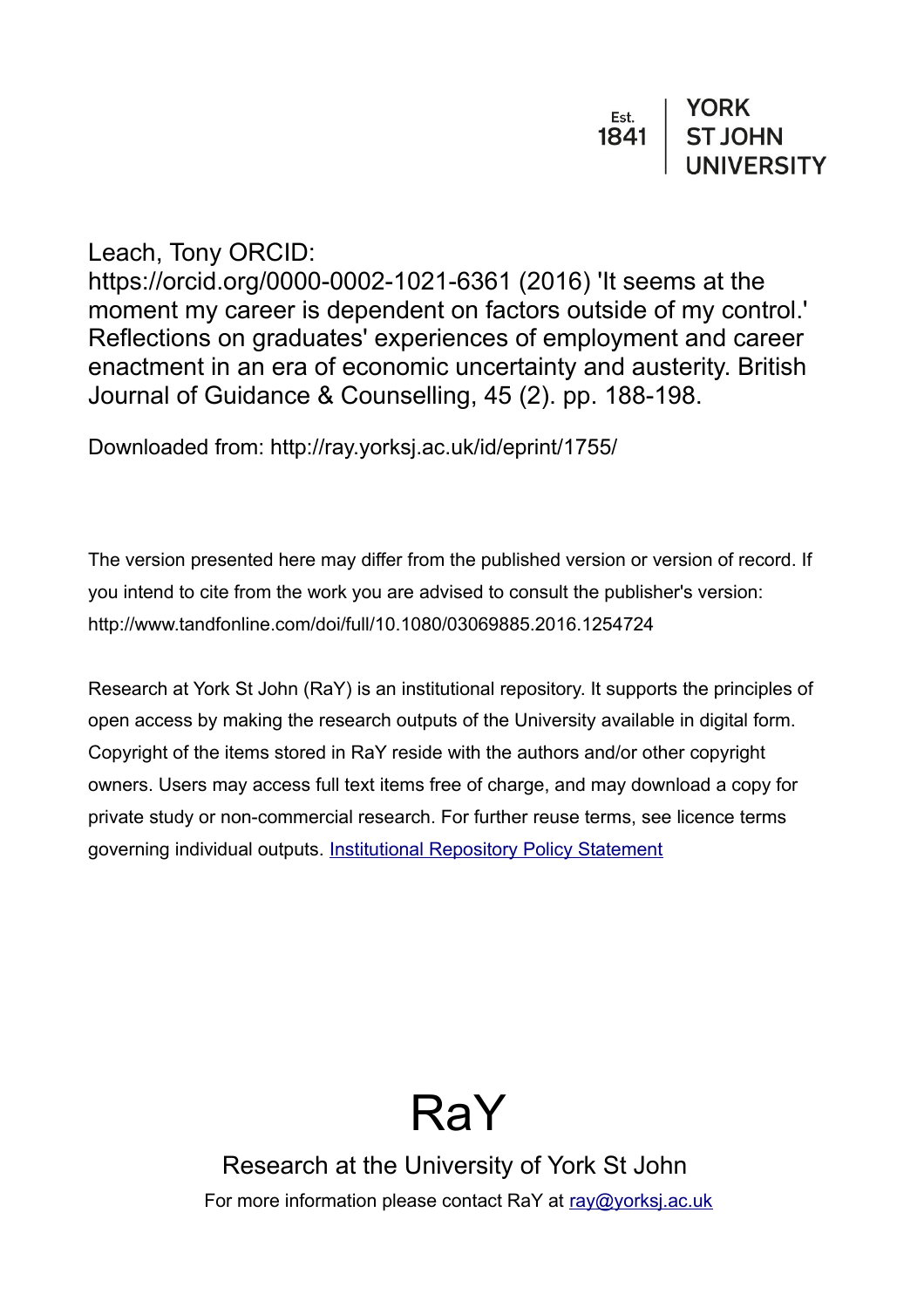Est. 1841 | YORK ST JOHN UNIVERSITY

Leach, Tony ORCID: https://orcid.org/0000-0002-1021-6361 (2016) 'It seems at the moment my career is dependent on factors outside of my control.' Reflections on graduates' experiences of employment and career enactment in an era of economic uncertainty and austerity. British Journal of Guidance & Counselling, 45 (2). pp. 188-198.

Downloaded from: http://ray.yorksj.ac.uk/id/eprint/1755/

The version presented here may differ from the published version or version of record. If you intend to cite from the work you are advised to consult the publisher's version: http://www.tandfonline.com/doi/full/10.1080/03069885.2016.1254724

Research at York St John (RaY) is an institutional repository. It supports the principles of open access by making the research outputs of the University available in digital form. Copyright of the items stored in RaY reside with the authors and/or other copyright owners. Users may access full text items free of charge, and may download a copy for private study or non-commercial research. For further reuse terms, see licence terms governing individual outputs. [Institutional Repository Policy Statement]

# RaY

Research at the University of York St John

For more information please contact RaY at ray@yorksj.ac.uk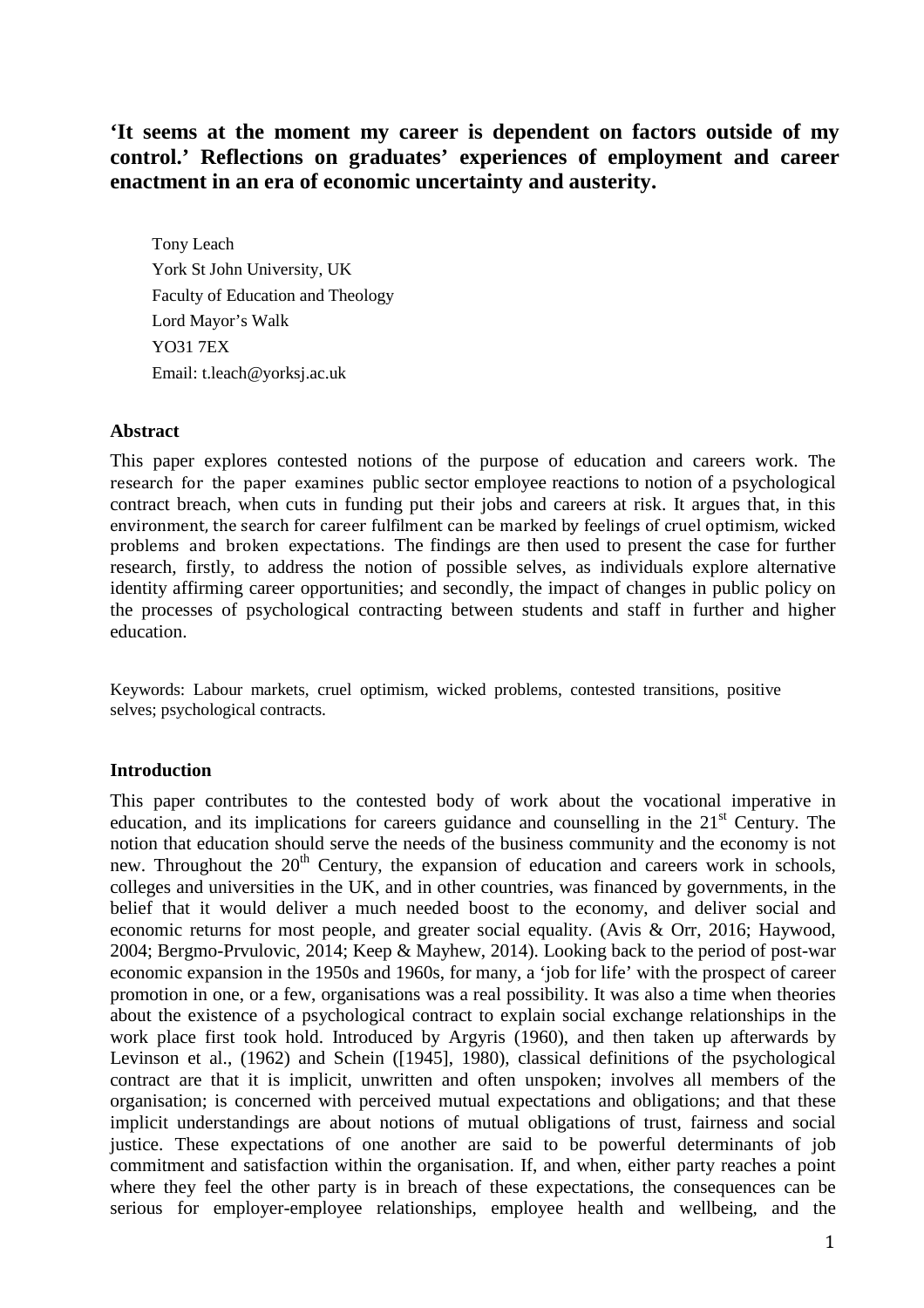**'It seems at the moment my career is dependent on factors outside of my control.' Reflections on graduates' experiences of employment and career enactment in an era of economic uncertainty and austerity.**

Tony Leach
York St John University, UK
Faculty of Education and Theology
Lord Mayor's Walk
YO31 7EX
Email: t.leach@yorksj.ac.uk

## Abstract

This paper explores contested notions of the purpose of education and careers work. The research for the paper examines public sector employee reactions to notion of a psychological contract breach, when cuts in funding put their jobs and careers at risk. It argues that, in this environment, the search for career fulfilment can be marked by feelings of cruel optimism, wicked problems and broken expectations. The findings are then used to present the case for further research, firstly, to address the notion of possible selves, as individuals explore alternative identity affirming career opportunities; and secondly, the impact of changes in public policy on the processes of psychological contracting between students and staff in further and higher education.

Keywords: Labour markets, cruel optimism, wicked problems, contested transitions, positive selves; psychological contracts.

## Introduction

This paper contributes to the contested body of work about the vocational imperative in education, and its implications for careers guidance and counselling in the 21st Century. The notion that education should serve the needs of the business community and the economy is not new. Throughout the 20th Century, the expansion of education and careers work in schools, colleges and universities in the UK, and in other countries, was financed by governments, in the belief that it would deliver a much needed boost to the economy, and deliver social and economic returns for most people, and greater social equality. (Avis & Orr, 2016; Haywood, 2004; Bergmo-Prvulovic, 2014; Keep & Mayhew, 2014). Looking back to the period of post-war economic expansion in the 1950s and 1960s, for many, a 'job for life' with the prospect of career promotion in one, or a few, organisations was a real possibility. It was also a time when theories about the existence of a psychological contract to explain social exchange relationships in the work place first took hold. Introduced by Argyris (1960), and then taken up afterwards by Levinson et al., (1962) and Schein ([1945], 1980), classical definitions of the psychological contract are that it is implicit, unwritten and often unspoken; involves all members of the organisation; is concerned with perceived mutual expectations and obligations; and that these implicit understandings are about notions of mutual obligations of trust, fairness and social justice. These expectations of one another are said to be powerful determinants of job commitment and satisfaction within the organisation. If, and when, either party reaches a point where they feel the other party is in breach of these expectations, the consequences can be serious for employer-employee relationships, employee health and wellbeing, and the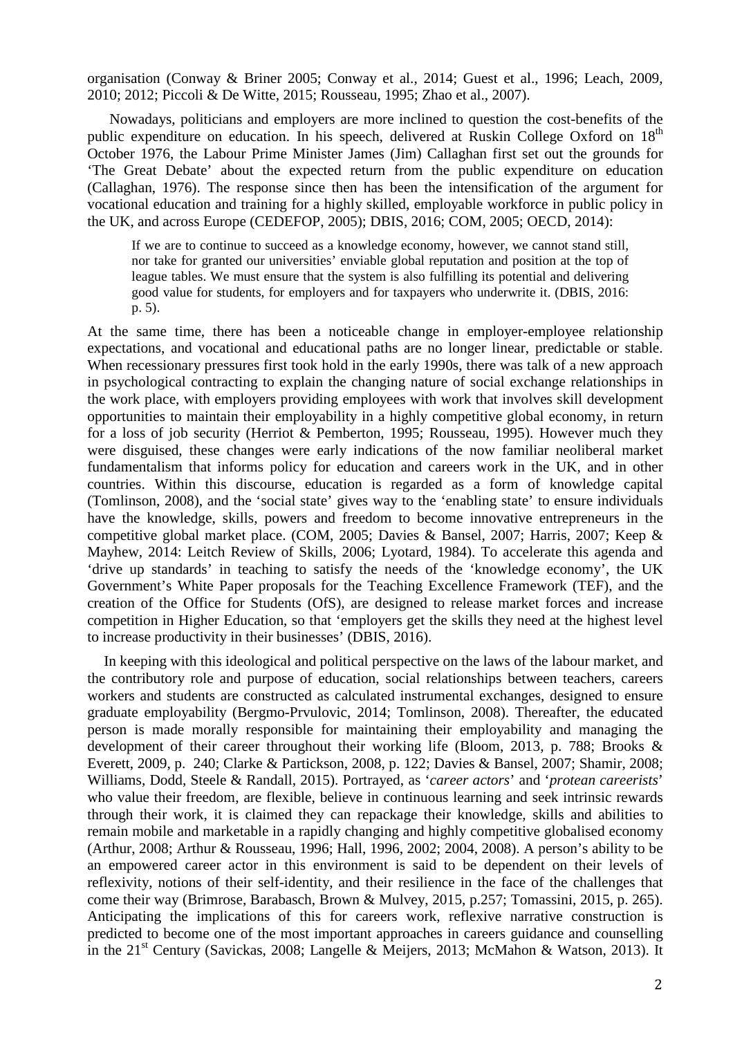organisation (Conway & Briner 2005; Conway et al., 2014; Guest et al., 1996; Leach, 2009, 2010; 2012; Piccoli & De Witte, 2015; Rousseau, 1995; Zhao et al., 2007).

Nowadays, politicians and employers are more inclined to question the cost-benefits of the public expenditure on education. In his speech, delivered at Ruskin College Oxford on 18th October 1976, the Labour Prime Minister James (Jim) Callaghan first set out the grounds for 'The Great Debate' about the expected return from the public expenditure on education (Callaghan, 1976). The response since then has been the intensification of the argument for vocational education and training for a highly skilled, employable workforce in public policy in the UK, and across Europe (CEDEFOP, 2005); DBIS, 2016; COM, 2005; OECD, 2014):

> If we are to continue to succeed as a knowledge economy, however, we cannot stand still, nor take for granted our universities' enviable global reputation and position at the top of league tables. We must ensure that the system is also fulfilling its potential and delivering good value for students, for employers and for taxpayers who underwrite it. (DBIS, 2016: p. 5).

At the same time, there has been a noticeable change in employer-employee relationship expectations, and vocational and educational paths are no longer linear, predictable or stable. When recessionary pressures first took hold in the early 1990s, there was talk of a new approach in psychological contracting to explain the changing nature of social exchange relationships in the work place, with employers providing employees with work that involves skill development opportunities to maintain their employability in a highly competitive global economy, in return for a loss of job security (Herriot & Pemberton, 1995; Rousseau, 1995). However much they were disguised, these changes were early indications of the now familiar neoliberal market fundamentalism that informs policy for education and careers work in the UK, and in other countries. Within this discourse, education is regarded as a form of knowledge capital (Tomlinson, 2008), and the 'social state' gives way to the 'enabling state' to ensure individuals have the knowledge, skills, powers and freedom to become innovative entrepreneurs in the competitive global market place. (COM, 2005; Davies & Bansel, 2007; Harris, 2007; Keep & Mayhew, 2014: Leitch Review of Skills, 2006; Lyotard, 1984). To accelerate this agenda and 'drive up standards' in teaching to satisfy the needs of the 'knowledge economy', the UK Government's White Paper proposals for the Teaching Excellence Framework (TEF), and the creation of the Office for Students (OfS), are designed to release market forces and increase competition in Higher Education, so that 'employers get the skills they need at the highest level to increase productivity in their businesses' (DBIS, 2016).

In keeping with this ideological and political perspective on the laws of the labour market, and the contributory role and purpose of education, social relationships between teachers, careers workers and students are constructed as calculated instrumental exchanges, designed to ensure graduate employability (Bergmo-Prvulovic, 2014; Tomlinson, 2008). Thereafter, the educated person is made morally responsible for maintaining their employability and managing the development of their career throughout their working life (Bloom, 2013, p. 788; Brooks & Everett, 2009, p. 240; Clarke & Partickson, 2008, p. 122; Davies & Bansel, 2007; Shamir, 2008; Williams, Dodd, Steele & Randall, 2015). Portrayed, as '*career actors*' and '*protean careerists*' who value their freedom, are flexible, believe in continuous learning and seek intrinsic rewards through their work, it is claimed they can repackage their knowledge, skills and abilities to remain mobile and marketable in a rapidly changing and highly competitive globalised economy (Arthur, 2008; Arthur & Rousseau, 1996; Hall, 1996, 2002; 2004, 2008). A person's ability to be an empowered career actor in this environment is said to be dependent on their levels of reflexivity, notions of their self-identity, and their resilience in the face of the challenges that come their way (Brimrose, Barabasch, Brown & Mulvey, 2015, p.257; Tomassini, 2015, p. 265). Anticipating the implications of this for careers work, reflexive narrative construction is predicted to become one of the most important approaches in careers guidance and counselling in the 21st Century (Savickas, 2008; Langelle & Meijers, 2013; McMahon & Watson, 2013). It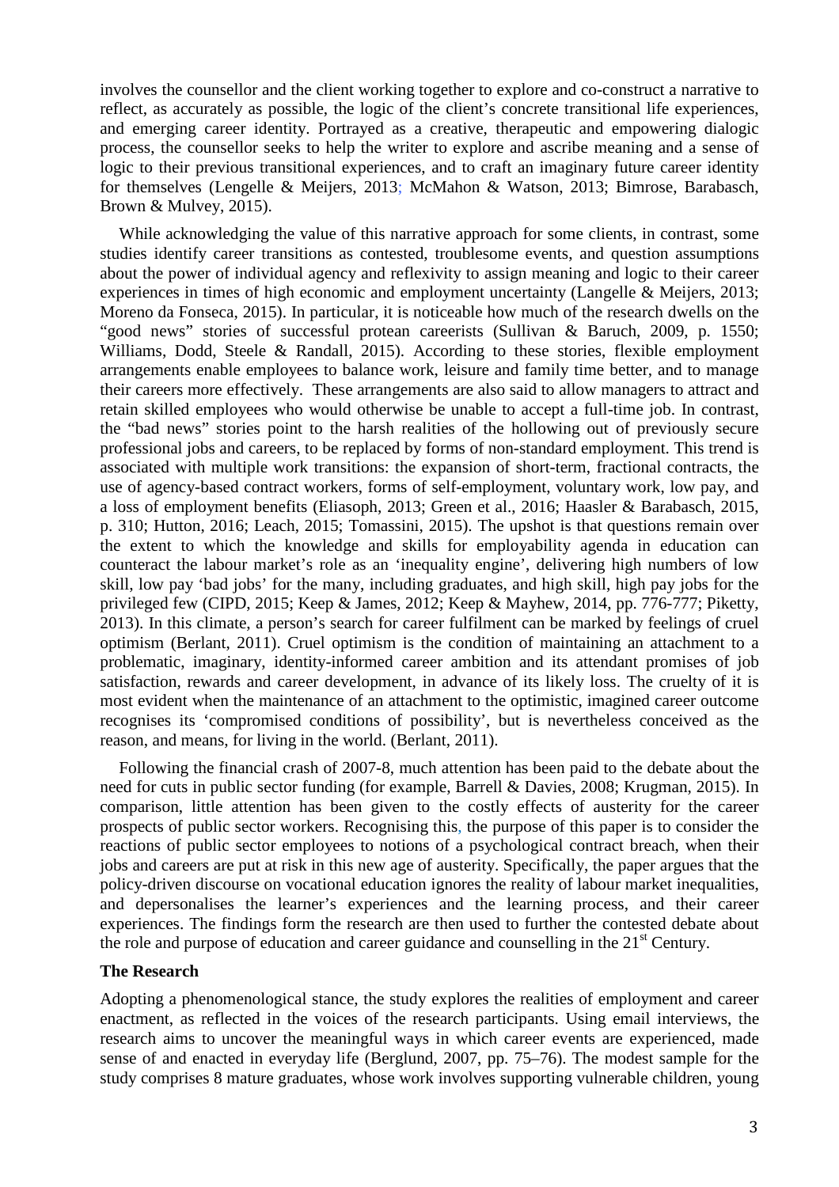involves the counsellor and the client working together to explore and co-construct a narrative to reflect, as accurately as possible, the logic of the client's concrete transitional life experiences, and emerging career identity. Portrayed as a creative, therapeutic and empowering dialogic process, the counsellor seeks to help the writer to explore and ascribe meaning and a sense of logic to their previous transitional experiences, and to craft an imaginary future career identity for themselves (Lengelle & Meijers, 2013; McMahon & Watson, 2013; Bimrose, Barabasch, Brown & Mulvey, 2015).

While acknowledging the value of this narrative approach for some clients, in contrast, some studies identify career transitions as contested, troublesome events, and question assumptions about the power of individual agency and reflexivity to assign meaning and logic to their career experiences in times of high economic and employment uncertainty (Langelle & Meijers, 2013; Moreno da Fonseca, 2015). In particular, it is noticeable how much of the research dwells on the "good news" stories of successful protean careerists (Sullivan & Baruch, 2009, p. 1550; Williams, Dodd, Steele & Randall, 2015). According to these stories, flexible employment arrangements enable employees to balance work, leisure and family time better, and to manage their careers more effectively. These arrangements are also said to allow managers to attract and retain skilled employees who would otherwise be unable to accept a full-time job. In contrast, the "bad news" stories point to the harsh realities of the hollowing out of previously secure professional jobs and careers, to be replaced by forms of non-standard employment. This trend is associated with multiple work transitions: the expansion of short-term, fractional contracts, the use of agency-based contract workers, forms of self-employment, voluntary work, low pay, and a loss of employment benefits (Eliasoph, 2013; Green et al., 2016; Haasler & Barabasch, 2015, p. 310; Hutton, 2016; Leach, 2015; Tomassini, 2015). The upshot is that questions remain over the extent to which the knowledge and skills for employability agenda in education can counteract the labour market's role as an 'inequality engine', delivering high numbers of low skill, low pay 'bad jobs' for the many, including graduates, and high skill, high pay jobs for the privileged few (CIPD, 2015; Keep & James, 2012; Keep & Mayhew, 2014, pp. 776-777; Piketty, 2013). In this climate, a person's search for career fulfilment can be marked by feelings of cruel optimism (Berlant, 2011). Cruel optimism is the condition of maintaining an attachment to a problematic, imaginary, identity-informed career ambition and its attendant promises of job satisfaction, rewards and career development, in advance of its likely loss. The cruelty of it is most evident when the maintenance of an attachment to the optimistic, imagined career outcome recognises its 'compromised conditions of possibility', but is nevertheless conceived as the reason, and means, for living in the world. (Berlant, 2011).

Following the financial crash of 2007-8, much attention has been paid to the debate about the need for cuts in public sector funding (for example, Barrell & Davies, 2008; Krugman, 2015). In comparison, little attention has been given to the costly effects of austerity for the career prospects of public sector workers. Recognising this, the purpose of this paper is to consider the reactions of public sector employees to notions of a psychological contract breach, when their jobs and careers are put at risk in this new age of austerity. Specifically, the paper argues that the policy-driven discourse on vocational education ignores the reality of labour market inequalities, and depersonalises the learner's experiences and the learning process, and their career experiences. The findings form the research are then used to further the contested debate about the role and purpose of education and career guidance and counselling in the 21st Century.

## The Research

Adopting a phenomenological stance, the study explores the realities of employment and career enactment, as reflected in the voices of the research participants. Using email interviews, the research aims to uncover the meaningful ways in which career events are experienced, made sense of and enacted in everyday life (Berglund, 2007, pp. 75–76). The modest sample for the study comprises 8 mature graduates, whose work involves supporting vulnerable children, young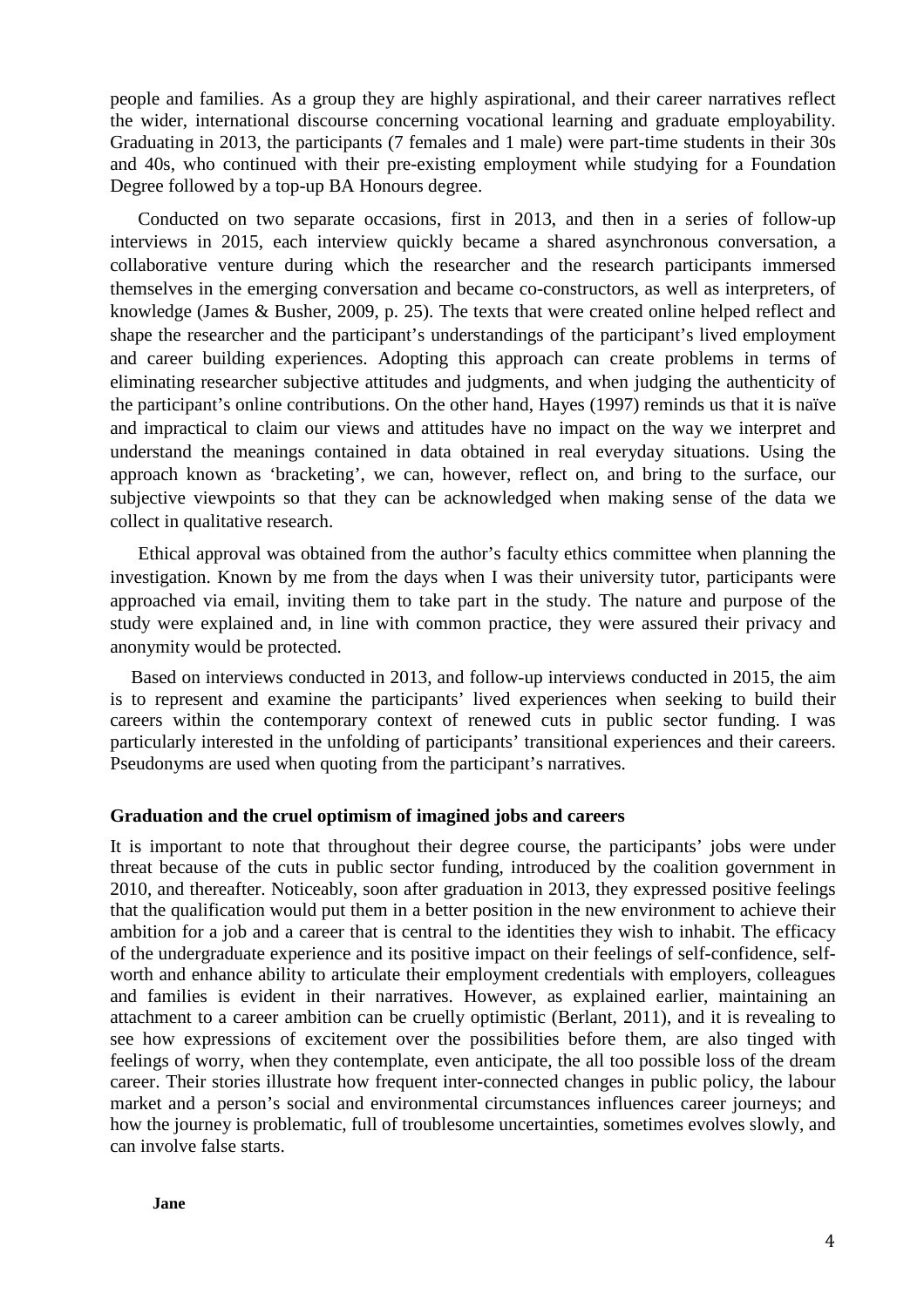people and families. As a group they are highly aspirational, and their career narratives reflect the wider, international discourse concerning vocational learning and graduate employability. Graduating in 2013, the participants (7 females and 1 male) were part-time students in their 30s and 40s, who continued with their pre-existing employment while studying for a Foundation Degree followed by a top-up BA Honours degree.

Conducted on two separate occasions, first in 2013, and then in a series of follow-up interviews in 2015, each interview quickly became a shared asynchronous conversation, a collaborative venture during which the researcher and the research participants immersed themselves in the emerging conversation and became co-constructors, as well as interpreters, of knowledge (James & Busher, 2009, p. 25). The texts that were created online helped reflect and shape the researcher and the participant's understandings of the participant's lived employment and career building experiences. Adopting this approach can create problems in terms of eliminating researcher subjective attitudes and judgments, and when judging the authenticity of the participant's online contributions. On the other hand, Hayes (1997) reminds us that it is naïve and impractical to claim our views and attitudes have no impact on the way we interpret and understand the meanings contained in data obtained in real everyday situations. Using the approach known as 'bracketing', we can, however, reflect on, and bring to the surface, our subjective viewpoints so that they can be acknowledged when making sense of the data we collect in qualitative research.

Ethical approval was obtained from the author's faculty ethics committee when planning the investigation. Known by me from the days when I was their university tutor, participants were approached via email, inviting them to take part in the study. The nature and purpose of the study were explained and, in line with common practice, they were assured their privacy and anonymity would be protected.

Based on interviews conducted in 2013, and follow-up interviews conducted in 2015, the aim is to represent and examine the participants' lived experiences when seeking to build their careers within the contemporary context of renewed cuts in public sector funding. I was particularly interested in the unfolding of participants' transitional experiences and their careers. Pseudonyms are used when quoting from the participant's narratives.

## Graduation and the cruel optimism of imagined jobs and careers

It is important to note that throughout their degree course, the participants' jobs were under threat because of the cuts in public sector funding, introduced by the coalition government in 2010, and thereafter. Noticeably, soon after graduation in 2013, they expressed positive feelings that the qualification would put them in a better position in the new environment to achieve their ambition for a job and a career that is central to the identities they wish to inhabit. The efficacy of the undergraduate experience and its positive impact on their feelings of self-confidence, self-worth and enhance ability to articulate their employment credentials with employers, colleagues and families is evident in their narratives. However, as explained earlier, maintaining an attachment to a career ambition can be cruelly optimistic (Berlant, 2011), and it is revealing to see how expressions of excitement over the possibilities before them, are also tinged with feelings of worry, when they contemplate, even anticipate, the all too possible loss of the dream career. Their stories illustrate how frequent inter-connected changes in public policy, the labour market and a person's social and environmental circumstances influences career journeys; and how the journey is problematic, full of troublesome uncertainties, sometimes evolves slowly, and can involve false starts.

### Jane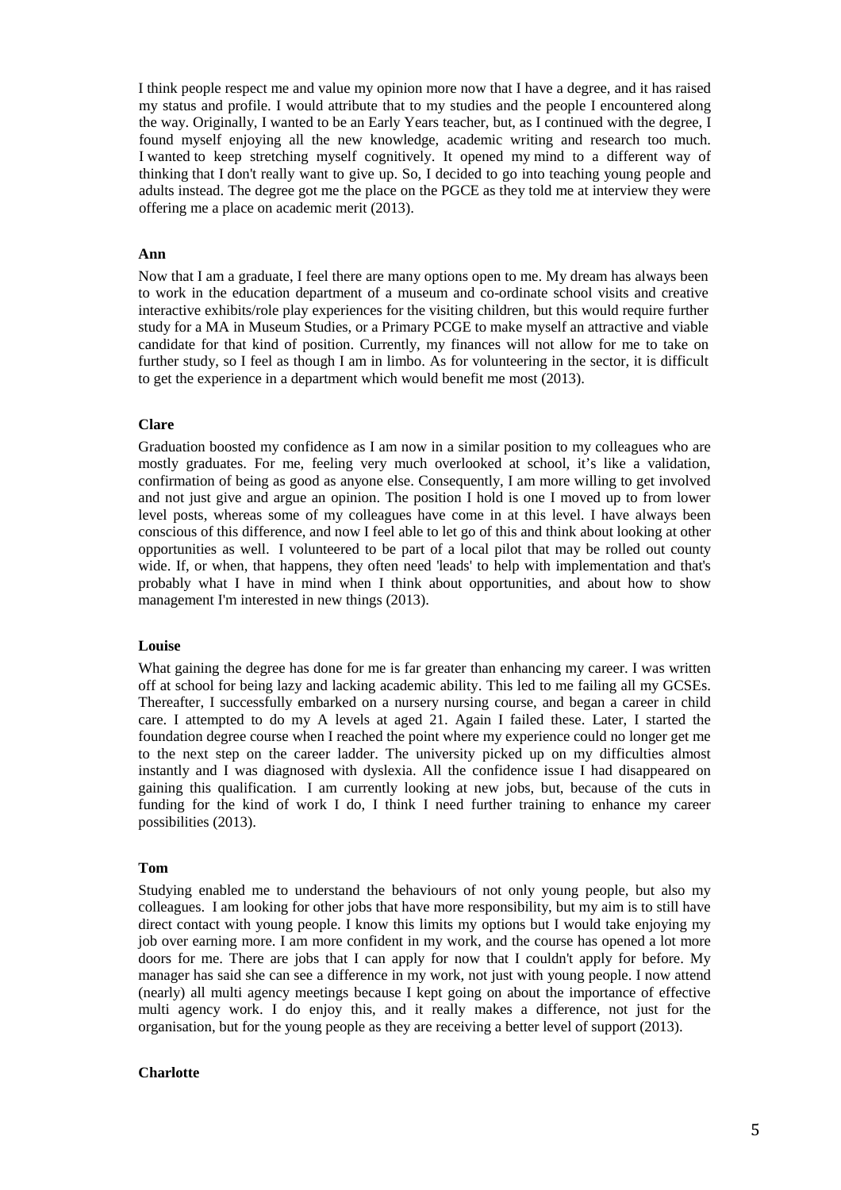I think people respect me and value my opinion more now that I have a degree, and it has raised my status and profile. I would attribute that to my studies and the people I encountered along the way. Originally, I wanted to be an Early Years teacher, but, as I continued with the degree, I found myself enjoying all the new knowledge, academic writing and research too much. I wanted to keep stretching myself cognitively. It opened my mind to a different way of thinking that I don't really want to give up. So, I decided to go into teaching young people and adults instead. The degree got me the place on the PGCE as they told me at interview they were offering me a place on academic merit (2013).

**Ann**

Now that I am a graduate, I feel there are many options open to me. My dream has always been to work in the education department of a museum and co-ordinate school visits and creative interactive exhibits/role play experiences for the visiting children, but this would require further study for a MA in Museum Studies, or a Primary PCGE to make myself an attractive and viable candidate for that kind of position. Currently, my finances will not allow for me to take on further study, so I feel as though I am in limbo. As for volunteering in the sector, it is difficult to get the experience in a department which would benefit me most (2013).

**Clare**

Graduation boosted my confidence as I am now in a similar position to my colleagues who are mostly graduates. For me, feeling very much overlooked at school, it's like a validation, confirmation of being as good as anyone else. Consequently, I am more willing to get involved and not just give and argue an opinion. The position I hold is one I moved up to from lower level posts, whereas some of my colleagues have come in at this level. I have always been conscious of this difference, and now I feel able to let go of this and think about looking at other opportunities as well. I volunteered to be part of a local pilot that may be rolled out county wide. If, or when, that happens, they often need 'leads' to help with implementation and that's probably what I have in mind when I think about opportunities, and about how to show management I'm interested in new things (2013).

**Louise**

What gaining the degree has done for me is far greater than enhancing my career. I was written off at school for being lazy and lacking academic ability. This led to me failing all my GCSEs. Thereafter, I successfully embarked on a nursery nursing course, and began a career in child care. I attempted to do my A levels at aged 21. Again I failed these. Later, I started the foundation degree course when I reached the point where my experience could no longer get me to the next step on the career ladder. The university picked up on my difficulties almost instantly and I was diagnosed with dyslexia. All the confidence issue I had disappeared on gaining this qualification. I am currently looking at new jobs, but, because of the cuts in funding for the kind of work I do, I think I need further training to enhance my career possibilities (2013).

**Tom**

Studying enabled me to understand the behaviours of not only young people, but also my colleagues. I am looking for other jobs that have more responsibility, but my aim is to still have direct contact with young people. I know this limits my options but I would take enjoying my job over earning more. I am more confident in my work, and the course has opened a lot more doors for me. There are jobs that I can apply for now that I couldn't apply for before. My manager has said she can see a difference in my work, not just with young people. I now attend (nearly) all multi agency meetings because I kept going on about the importance of effective multi agency work. I do enjoy this, and it really makes a difference, not just for the organisation, but for the young people as they are receiving a better level of support (2013).

**Charlotte**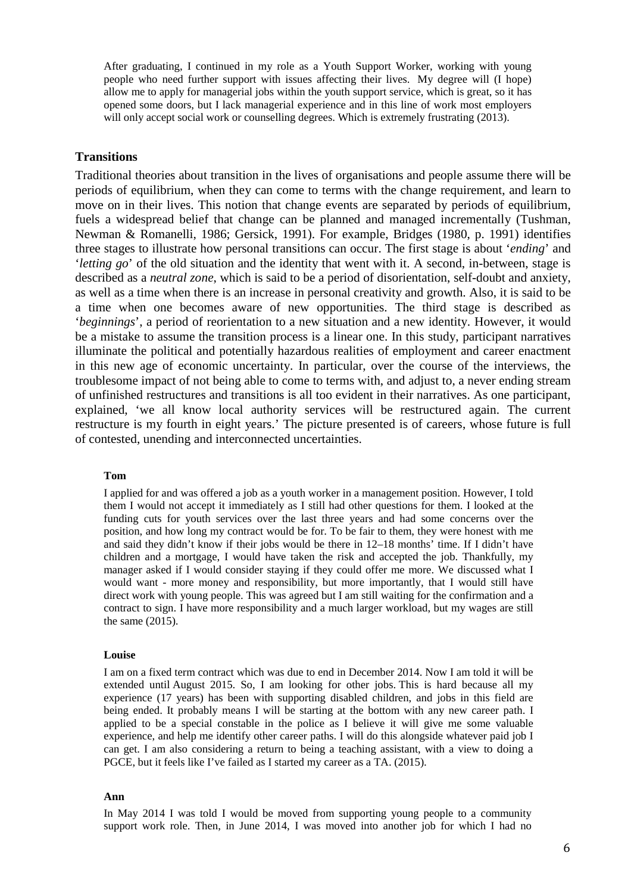> After graduating, I continued in my role as a Youth Support Worker, working with young people who need further support with issues affecting their lives. My degree will (I hope) allow me to apply for managerial jobs within the youth support service, which is great, so it has opened some doors, but I lack managerial experience and in this line of work most employers will only accept social work or counselling degrees. Which is extremely frustrating (2013).

## Transitions

Traditional theories about transition in the lives of organisations and people assume there will be periods of equilibrium, when they can come to terms with the change requirement, and learn to move on in their lives. This notion that change events are separated by periods of equilibrium, fuels a widespread belief that change can be planned and managed incrementally (Tushman, Newman & Romanelli, 1986; Gersick, 1991). For example, Bridges (1980, p. 1991) identifies three stages to illustrate how personal transitions can occur. The first stage is about '*ending*' and '*letting go*' of the old situation and the identity that went with it. A second, in-between, stage is described as a *neutral zone*, which is said to be a period of disorientation, self-doubt and anxiety, as well as a time when there is an increase in personal creativity and growth. Also, it is said to be a time when one becomes aware of new opportunities. The third stage is described as '*beginnings*', a period of reorientation to a new situation and a new identity. However, it would be a mistake to assume the transition process is a linear one. In this study, participant narratives illuminate the political and potentially hazardous realities of employment and career enactment in this new age of economic uncertainty. In particular, over the course of the interviews, the troublesome impact of not being able to come to terms with, and adjust to, a never ending stream of unfinished restructures and transitions is all too evident in their narratives. As one participant, explained, 'we all know local authority services will be restructured again. The current restructure is my fourth in eight years.' The picture presented is of careers, whose future is full of contested, unending and interconnected uncertainties.

**Tom**

> I applied for and was offered a job as a youth worker in a management position. However, I told them I would not accept it immediately as I still had other questions for them. I looked at the funding cuts for youth services over the last three years and had some concerns over the position, and how long my contract would be for. To be fair to them, they were honest with me and said they didn't know if their jobs would be there in 12–18 months' time. If I didn't have children and a mortgage, I would have taken the risk and accepted the job. Thankfully, my manager asked if I would consider staying if they could offer me more. We discussed what I would want - more money and responsibility, but more importantly, that I would still have direct work with young people. This was agreed but I am still waiting for the confirmation and a contract to sign. I have more responsibility and a much larger workload, but my wages are still the same (2015).

**Louise**

> I am on a fixed term contract which was due to end in December 2014. Now I am told it will be extended until August 2015. So, I am looking for other jobs. This is hard because all my experience (17 years) has been with supporting disabled children, and jobs in this field are being ended. It probably means I will be starting at the bottom with any new career path. I applied to be a special constable in the police as I believe it will give me some valuable experience, and help me identify other career paths. I will do this alongside whatever paid job I can get. I am also considering a return to being a teaching assistant, with a view to doing a PGCE, but it feels like I've failed as I started my career as a TA. (2015).

**Ann**

> In May 2014 I was told I would be moved from supporting young people to a community support work role. Then, in June 2014, I was moved into another job for which I had no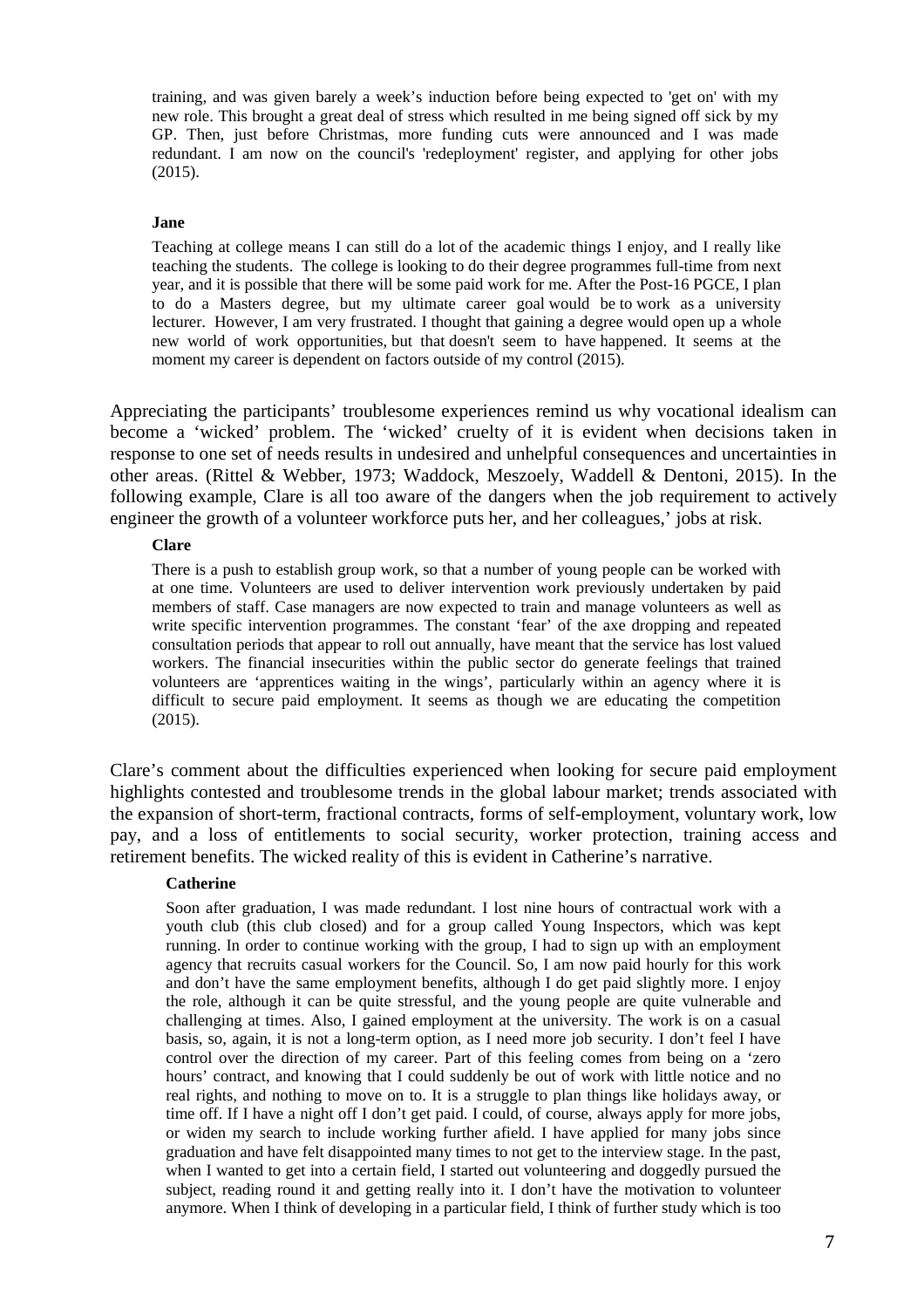training, and was given barely a week's induction before being expected to 'get on' with my new role. This brought a great deal of stress which resulted in me being signed off sick by my GP. Then, just before Christmas, more funding cuts were announced and I was made redundant. I am now on the council's 'redeployment' register, and applying for other jobs (2015).

**Jane**

Teaching at college means I can still do a lot of the academic things I enjoy, and I really like teaching the students. The college is looking to do their degree programmes full-time from next year, and it is possible that there will be some paid work for me. After the Post-16 PGCE, I plan to do a Masters degree, but my ultimate career goal would be to work as a university lecturer. However, I am very frustrated. I thought that gaining a degree would open up a whole new world of work opportunities, but that doesn't seem to have happened. It seems at the moment my career is dependent on factors outside of my control (2015).

Appreciating the participants' troublesome experiences remind us why vocational idealism can become a 'wicked' problem. The 'wicked' cruelty of it is evident when decisions taken in response to one set of needs results in undesired and unhelpful consequences and uncertainties in other areas. (Rittel & Webber, 1973; Waddock, Meszoely, Waddell & Dentoni, 2015). In the following example, Clare is all too aware of the dangers when the job requirement to actively engineer the growth of a volunteer workforce puts her, and her colleagues,' jobs at risk.

**Clare**

There is a push to establish group work, so that a number of young people can be worked with at one time. Volunteers are used to deliver intervention work previously undertaken by paid members of staff. Case managers are now expected to train and manage volunteers as well as write specific intervention programmes. The constant 'fear' of the axe dropping and repeated consultation periods that appear to roll out annually, have meant that the service has lost valued workers. The financial insecurities within the public sector do generate feelings that trained volunteers are 'apprentices waiting in the wings', particularly within an agency where it is difficult to secure paid employment. It seems as though we are educating the competition (2015).

Clare's comment about the difficulties experienced when looking for secure paid employment highlights contested and troublesome trends in the global labour market; trends associated with the expansion of short-term, fractional contracts, forms of self-employment, voluntary work, low pay, and a loss of entitlements to social security, worker protection, training access and retirement benefits. The wicked reality of this is evident in Catherine's narrative.

**Catherine**

Soon after graduation, I was made redundant. I lost nine hours of contractual work with a youth club (this club closed) and for a group called Young Inspectors, which was kept running. In order to continue working with the group, I had to sign up with an employment agency that recruits casual workers for the Council. So, I am now paid hourly for this work and don't have the same employment benefits, although I do get paid slightly more. I enjoy the role, although it can be quite stressful, and the young people are quite vulnerable and challenging at times. Also, I gained employment at the university. The work is on a casual basis, so, again, it is not a long-term option, as I need more job security. I don't feel I have control over the direction of my career. Part of this feeling comes from being on a 'zero hours' contract, and knowing that I could suddenly be out of work with little notice and no real rights, and nothing to move on to. It is a struggle to plan things like holidays away, or time off. If I have a night off I don't get paid. I could, of course, always apply for more jobs, or widen my search to include working further afield. I have applied for many jobs since graduation and have felt disappointed many times to not get to the interview stage. In the past, when I wanted to get into a certain field, I started out volunteering and doggedly pursued the subject, reading round it and getting really into it. I don't have the motivation to volunteer anymore. When I think of developing in a particular field, I think of further study which is too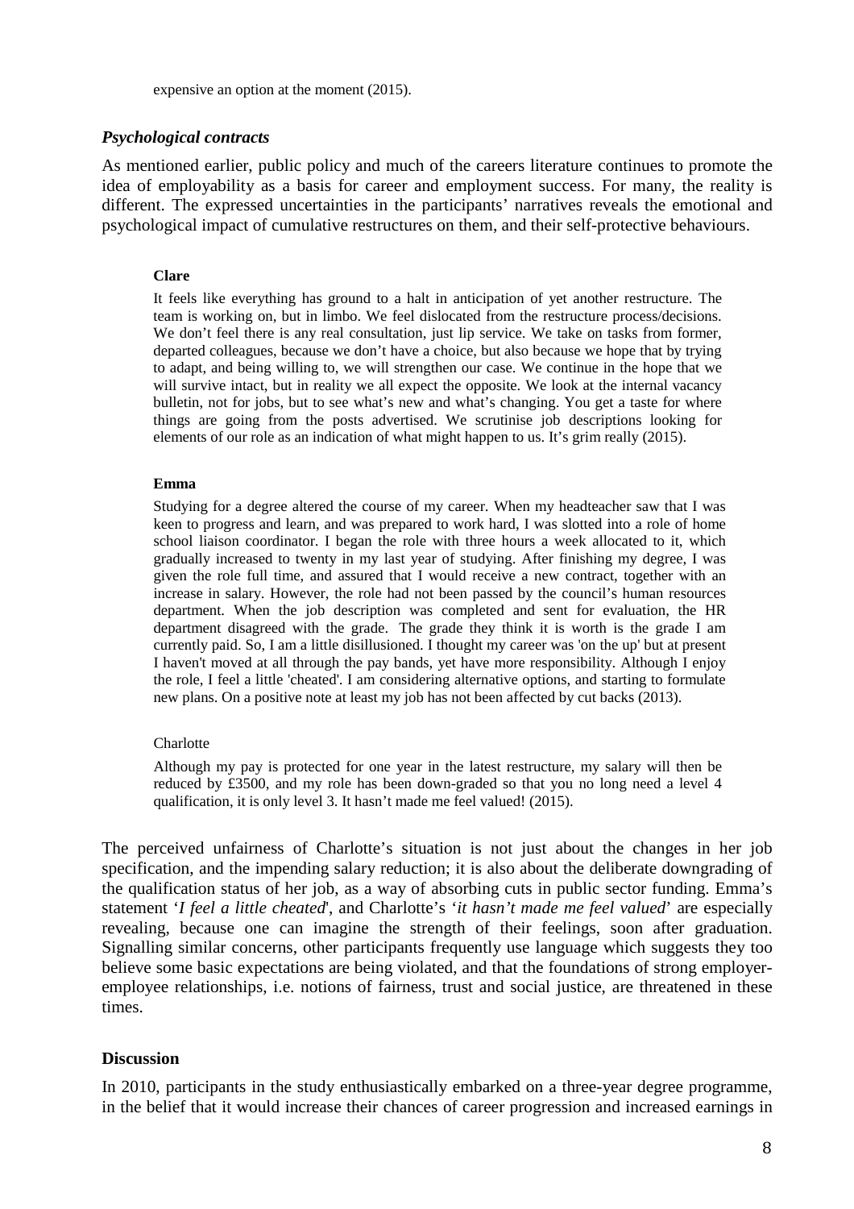expensive an option at the moment (2015).

### *Psychological contracts*

As mentioned earlier, public policy and much of the careers literature continues to promote the idea of employability as a basis for career and employment success. For many, the reality is different. The expressed uncertainties in the participants' narratives reveals the emotional and psychological impact of cumulative restructures on them, and their self-protective behaviours.

> **Clare**
>
> It feels like everything has ground to a halt in anticipation of yet another restructure. The team is working on, but in limbo. We feel dislocated from the restructure process/decisions. We don't feel there is any real consultation, just lip service. We take on tasks from former, departed colleagues, because we don't have a choice, but also because we hope that by trying to adapt, and being willing to, we will strengthen our case. We continue in the hope that we will survive intact, but in reality we all expect the opposite. We look at the internal vacancy bulletin, not for jobs, but to see what's new and what's changing. You get a taste for where things are going from the posts advertised. We scrutinise job descriptions looking for elements of our role as an indication of what might happen to us. It's grim really (2015).

> **Emma**
>
> Studying for a degree altered the course of my career. When my headteacher saw that I was keen to progress and learn, and was prepared to work hard, I was slotted into a role of home school liaison coordinator. I began the role with three hours a week allocated to it, which gradually increased to twenty in my last year of studying. After finishing my degree, I was given the role full time, and assured that I would receive a new contract, together with an increase in salary. However, the role had not been passed by the council's human resources department. When the job description was completed and sent for evaluation, the HR department disagreed with the grade. The grade they think it is worth is the grade I am currently paid. So, I am a little disillusioned. I thought my career was 'on the up' but at present I haven't moved at all through the pay bands, yet have more responsibility. Although I enjoy the role, I feel a little 'cheated'. I am considering alternative options, and starting to formulate new plans. On a positive note at least my job has not been affected by cut backs (2013).

> Charlotte
>
> Although my pay is protected for one year in the latest restructure, my salary will then be reduced by £3500, and my role has been down-graded so that you no long need a level 4 qualification, it is only level 3. It hasn't made me feel valued! (2015).

The perceived unfairness of Charlotte's situation is not just about the changes in her job specification, and the impending salary reduction; it is also about the deliberate downgrading of the qualification status of her job, as a way of absorbing cuts in public sector funding. Emma's statement '*I feel a little cheated*', and Charlotte's '*it hasn't made me feel valued*' are especially revealing, because one can imagine the strength of their feelings, soon after graduation. Signalling similar concerns, other participants frequently use language which suggests they too believe some basic expectations are being violated, and that the foundations of strong employer-employee relationships, i.e. notions of fairness, trust and social justice, are threatened in these times.

## Discussion

In 2010, participants in the study enthusiastically embarked on a three-year degree programme, in the belief that it would increase their chances of career progression and increased earnings in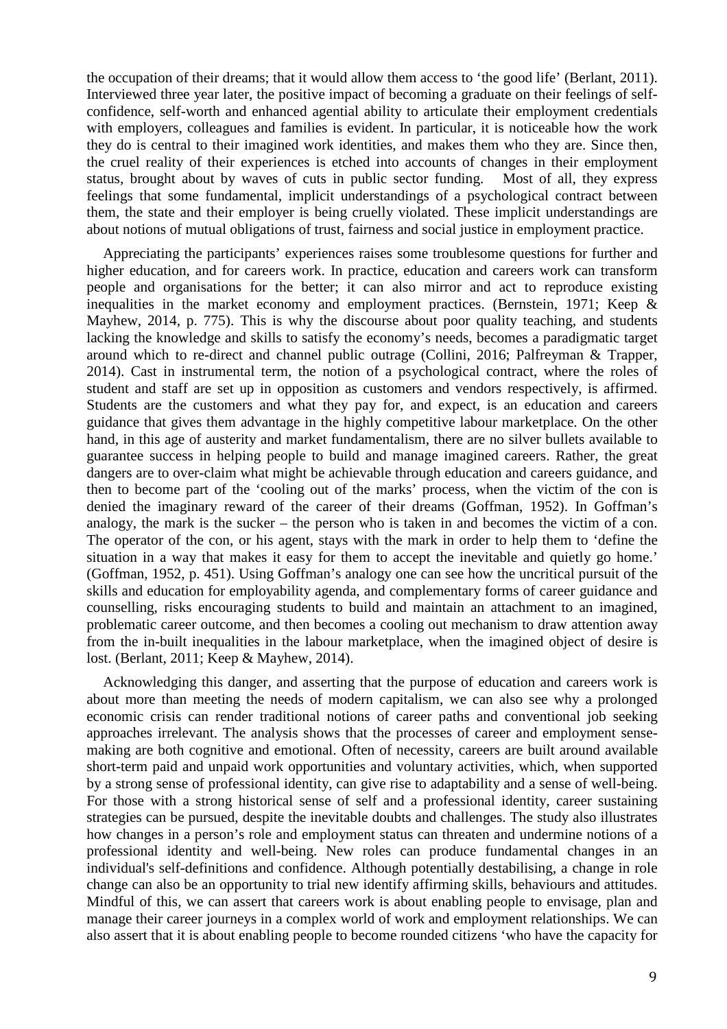the occupation of their dreams; that it would allow them access to 'the good life' (Berlant, 2011). Interviewed three year later, the positive impact of becoming a graduate on their feelings of self-confidence, self-worth and enhanced agential ability to articulate their employment credentials with employers, colleagues and families is evident. In particular, it is noticeable how the work they do is central to their imagined work identities, and makes them who they are. Since then, the cruel reality of their experiences is etched into accounts of changes in their employment status, brought about by waves of cuts in public sector funding. Most of all, they express feelings that some fundamental, implicit understandings of a psychological contract between them, the state and their employer is being cruelly violated. These implicit understandings are about notions of mutual obligations of trust, fairness and social justice in employment practice.

Appreciating the participants' experiences raises some troublesome questions for further and higher education, and for careers work. In practice, education and careers work can transform people and organisations for the better; it can also mirror and act to reproduce existing inequalities in the market economy and employment practices. (Bernstein, 1971; Keep & Mayhew, 2014, p. 775). This is why the discourse about poor quality teaching, and students lacking the knowledge and skills to satisfy the economy's needs, becomes a paradigmatic target around which to re-direct and channel public outrage (Collini, 2016; Palfreyman & Trapper, 2014). Cast in instrumental term, the notion of a psychological contract, where the roles of student and staff are set up in opposition as customers and vendors respectively, is affirmed. Students are the customers and what they pay for, and expect, is an education and careers guidance that gives them advantage in the highly competitive labour marketplace. On the other hand, in this age of austerity and market fundamentalism, there are no silver bullets available to guarantee success in helping people to build and manage imagined careers. Rather, the great dangers are to over-claim what might be achievable through education and careers guidance, and then to become part of the 'cooling out of the marks' process, when the victim of the con is denied the imaginary reward of the career of their dreams (Goffman, 1952). In Goffman's analogy, the mark is the sucker – the person who is taken in and becomes the victim of a con. The operator of the con, or his agent, stays with the mark in order to help them to 'define the situation in a way that makes it easy for them to accept the inevitable and quietly go home.' (Goffman, 1952, p. 451). Using Goffman's analogy one can see how the uncritical pursuit of the skills and education for employability agenda, and complementary forms of career guidance and counselling, risks encouraging students to build and maintain an attachment to an imagined, problematic career outcome, and then becomes a cooling out mechanism to draw attention away from the in-built inequalities in the labour marketplace, when the imagined object of desire is lost. (Berlant, 2011; Keep & Mayhew, 2014).

Acknowledging this danger, and asserting that the purpose of education and careers work is about more than meeting the needs of modern capitalism, we can also see why a prolonged economic crisis can render traditional notions of career paths and conventional job seeking approaches irrelevant. The analysis shows that the processes of career and employment sense-making are both cognitive and emotional. Often of necessity, careers are built around available short-term paid and unpaid work opportunities and voluntary activities, which, when supported by a strong sense of professional identity, can give rise to adaptability and a sense of well-being. For those with a strong historical sense of self and a professional identity, career sustaining strategies can be pursued, despite the inevitable doubts and challenges. The study also illustrates how changes in a person's role and employment status can threaten and undermine notions of a professional identity and well-being. New roles can produce fundamental changes in an individual's self-definitions and confidence. Although potentially destabilising, a change in role change can also be an opportunity to trial new identify affirming skills, behaviours and attitudes. Mindful of this, we can assert that careers work is about enabling people to envisage, plan and manage their career journeys in a complex world of work and employment relationships. We can also assert that it is about enabling people to become rounded citizens 'who have the capacity for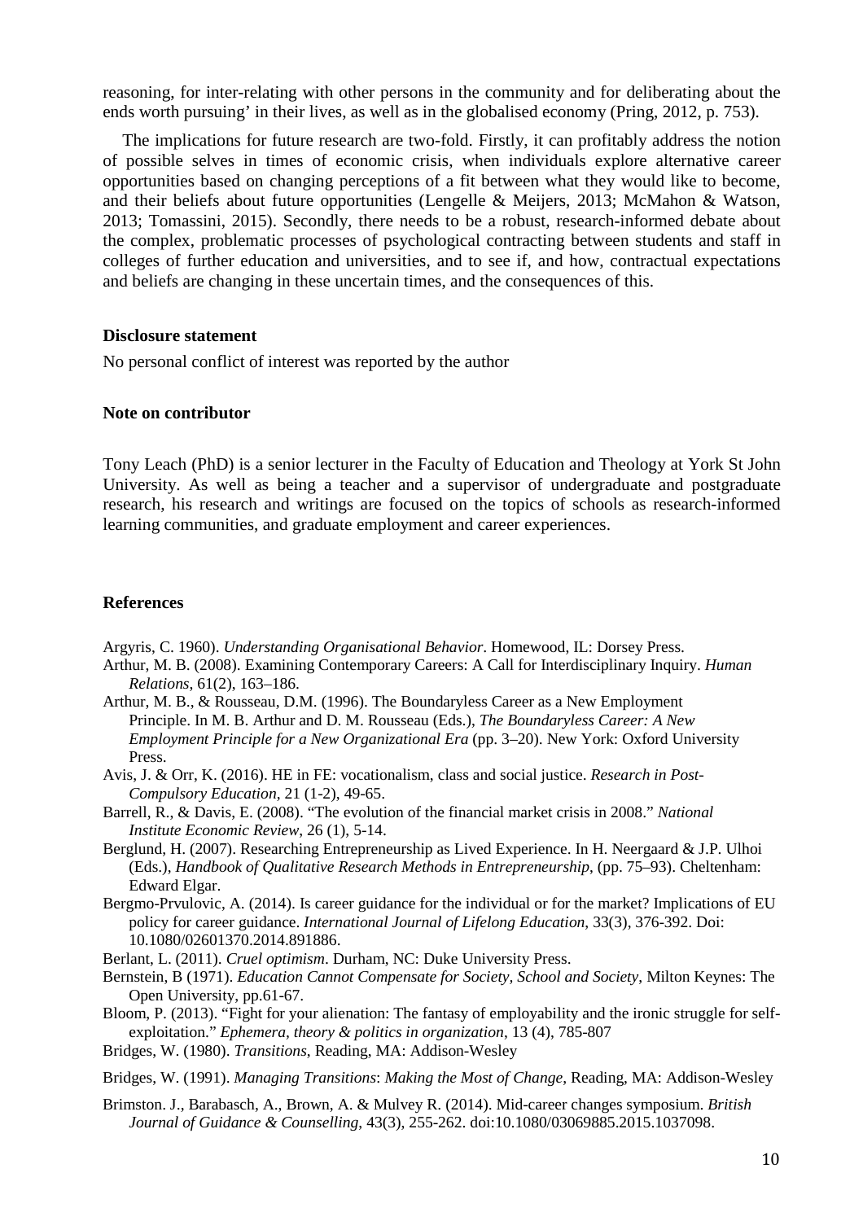reasoning, for inter-relating with other persons in the community and for deliberating about the ends worth pursuing' in their lives, as well as in the globalised economy (Pring, 2012, p. 753).

The implications for future research are two-fold. Firstly, it can profitably address the notion of possible selves in times of economic crisis, when individuals explore alternative career opportunities based on changing perceptions of a fit between what they would like to become, and their beliefs about future opportunities (Lengelle & Meijers, 2013; McMahon & Watson, 2013; Tomassini, 2015). Secondly, there needs to be a robust, research-informed debate about the complex, problematic processes of psychological contracting between students and staff in colleges of further education and universities, and to see if, and how, contractual expectations and beliefs are changing in these uncertain times, and the consequences of this.

**Disclosure statement**

No personal conflict of interest was reported by the author

**Note on contributor**

Tony Leach (PhD) is a senior lecturer in the Faculty of Education and Theology at York St John University. As well as being a teacher and a supervisor of undergraduate and postgraduate research, his research and writings are focused on the topics of schools as research-informed learning communities, and graduate employment and career experiences.

**References**

Argyris, C. 1960). *Understanding Organisational Behavior*. Homewood, IL: Dorsey Press.

Arthur, M. B. (2008). Examining Contemporary Careers: A Call for Interdisciplinary Inquiry. *Human Relations*, 61(2), 163–186.

Arthur, M. B., & Rousseau, D.M. (1996). The Boundaryless Career as a New Employment Principle. In M. B. Arthur and D. M. Rousseau (Eds.), *The Boundaryless Career: A New Employment Principle for a New Organizational Era* (pp. 3–20). New York: Oxford University Press.

Avis, J. & Orr, K. (2016). HE in FE: vocationalism, class and social justice. *Research in Post-Compulsory Education*, 21 (1-2), 49-65.

Barrell, R., & Davis, E. (2008). "The evolution of the financial market crisis in 2008." *National Institute Economic Review*, 26 (1), 5-14.

Berglund, H. (2007). Researching Entrepreneurship as Lived Experience. In H. Neergaard & J.P. Ulhoi (Eds.), *Handbook of Qualitative Research Methods in Entrepreneurship*, (pp. 75–93). Cheltenham: Edward Elgar.

Bergmo-Prvulovic, A. (2014). Is career guidance for the individual or for the market? Implications of EU policy for career guidance. *International Journal of Lifelong Education*, 33(3), 376-392. Doi: 10.1080/02601370.2014.891886.

Berlant, L. (2011). *Cruel optimism*. Durham, NC: Duke University Press.

Bernstein, B (1971). *Education Cannot Compensate for Society, School and Society*, Milton Keynes: The Open University, pp.61-67.

Bloom, P. (2013). "Fight for your alienation: The fantasy of employability and the ironic struggle for self-exploitation." *Ephemera, theory & politics in organization*, 13 (4), 785-807

Bridges, W. (1980). *Transitions*, Reading, MA: Addison-Wesley

Bridges, W. (1991). *Managing Transitions*: *Making the Most of Change*, Reading, MA: Addison-Wesley

Brimston. J., Barabasch, A., Brown, A. & Mulvey R. (2014). Mid-career changes symposium. *British Journal of Guidance & Counselling*, 43(3), 255-262. doi:10.1080/03069885.2015.1037098.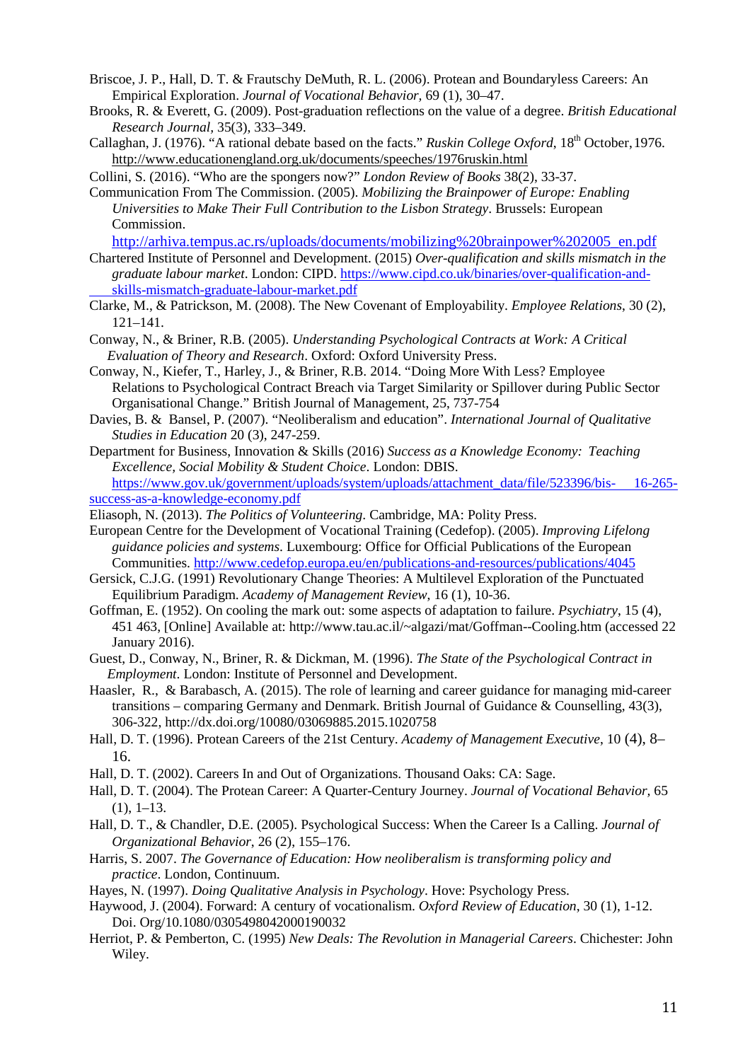Briscoe, J. P., Hall, D. T. & Frautschy DeMuth, R. L. (2006). Protean and Boundaryless Careers: An Empirical Exploration. *Journal of Vocational Behavior*, 69 (1), 30–47.

Brooks, R. & Everett, G. (2009). Post-graduation reflections on the value of a degree. *British Educational Research Journal*, 35(3), 333–349.

Callaghan, J. (1976). "A rational debate based on the facts." *Ruskin College Oxford*, 18th October, 1976. http://www.educationengland.org.uk/documents/speeches/1976ruskin.html

Collini, S. (2016). "Who are the spongers now?" *London Review of Books* 38(2), 33-37.

Communication From The Commission. (2005). *Mobilizing the Brainpower of Europe: Enabling Universities to Make Their Full Contribution to the Lisbon Strategy*. Brussels: European Commission. http://arhiva.tempus.ac.rs/uploads/documents/mobilizing%20brainpower%202005_en.pdf

Chartered Institute of Personnel and Development. (2015) *Over-qualification and skills mismatch in the graduate labour market*. London: CIPD. https://www.cipd.co.uk/binaries/over-qualification-and-skills-mismatch-graduate-labour-market.pdf

Clarke, M., & Patrickson, M. (2008). The New Covenant of Employability. *Employee Relations*, 30 (2), 121–141.

Conway, N., & Briner, R.B. (2005). *Understanding Psychological Contracts at Work: A Critical Evaluation of Theory and Research*. Oxford: Oxford University Press.

Conway, N., Kiefer, T., Harley, J., & Briner, R.B. 2014. "Doing More With Less? Employee Relations to Psychological Contract Breach via Target Similarity or Spillover during Public Sector Organisational Change." British Journal of Management, 25, 737-754

Davies, B. & Bansel, P. (2007). "Neoliberalism and education". *International Journal of Qualitative Studies in Education* 20 (3), 247-259.

Department for Business, Innovation & Skills (2016) *Success as a Knowledge Economy: Teaching Excellence, Social Mobility & Student Choice*. London: DBIS. https://www.gov.uk/government/uploads/system/uploads/attachment_data/file/523396/bis-16-265-success-as-a-knowledge-economy.pdf

Eliasoph, N. (2013). *The Politics of Volunteering*. Cambridge, MA: Polity Press.

European Centre for the Development of Vocational Training (Cedefop). (2005). *Improving Lifelong guidance policies and systems*. Luxembourg: Office for Official Publications of the European Communities. http://www.cedefop.europa.eu/en/publications-and-resources/publications/4045

Gersick, C.J.G. (1991) Revolutionary Change Theories: A Multilevel Exploration of the Punctuated Equilibrium Paradigm. *Academy of Management Review*, 16 (1), 10-36.

Goffman, E. (1952). On cooling the mark out: some aspects of adaptation to failure. *Psychiatry*, 15 (4), 451 463, [Online] Available at: http://www.tau.ac.il/~algazi/mat/Goffman--Cooling.htm (accessed 22 January 2016).

Guest, D., Conway, N., Briner, R. & Dickman, M. (1996). *The State of the Psychological Contract in Employment*. London: Institute of Personnel and Development.

Haasler, R., & Barabasch, A. (2015). The role of learning and career guidance for managing mid-career transitions – comparing Germany and Denmark. British Journal of Guidance & Counselling, 43(3), 306-322, http://dx.doi.org/10080/03069885.2015.1020758

Hall, D. T. (1996). Protean Careers of the 21st Century. *Academy of Management Executive*, 10 (4), 8–16.

Hall, D. T. (2002). Careers In and Out of Organizations. Thousand Oaks: CA: Sage.

Hall, D. T. (2004). The Protean Career: A Quarter-Century Journey. *Journal of Vocational Behavior*, 65 (1), 1–13.

Hall, D. T., & Chandler, D.E. (2005). Psychological Success: When the Career Is a Calling. *Journal of Organizational Behavior*, 26 (2), 155–176.

Harris, S. 2007. *The Governance of Education: How neoliberalism is transforming policy and practice*. London, Continuum.

Hayes, N. (1997). *Doing Qualitative Analysis in Psychology*. Hove: Psychology Press.

Haywood, J. (2004). Forward: A century of vocationalism. *Oxford Review of Education*, 30 (1), 1-12. Doi. Org/10.1080/0305498042000190032

Herriot, P. & Pemberton, C. (1995) *New Deals: The Revolution in Managerial Careers*. Chichester: John Wiley.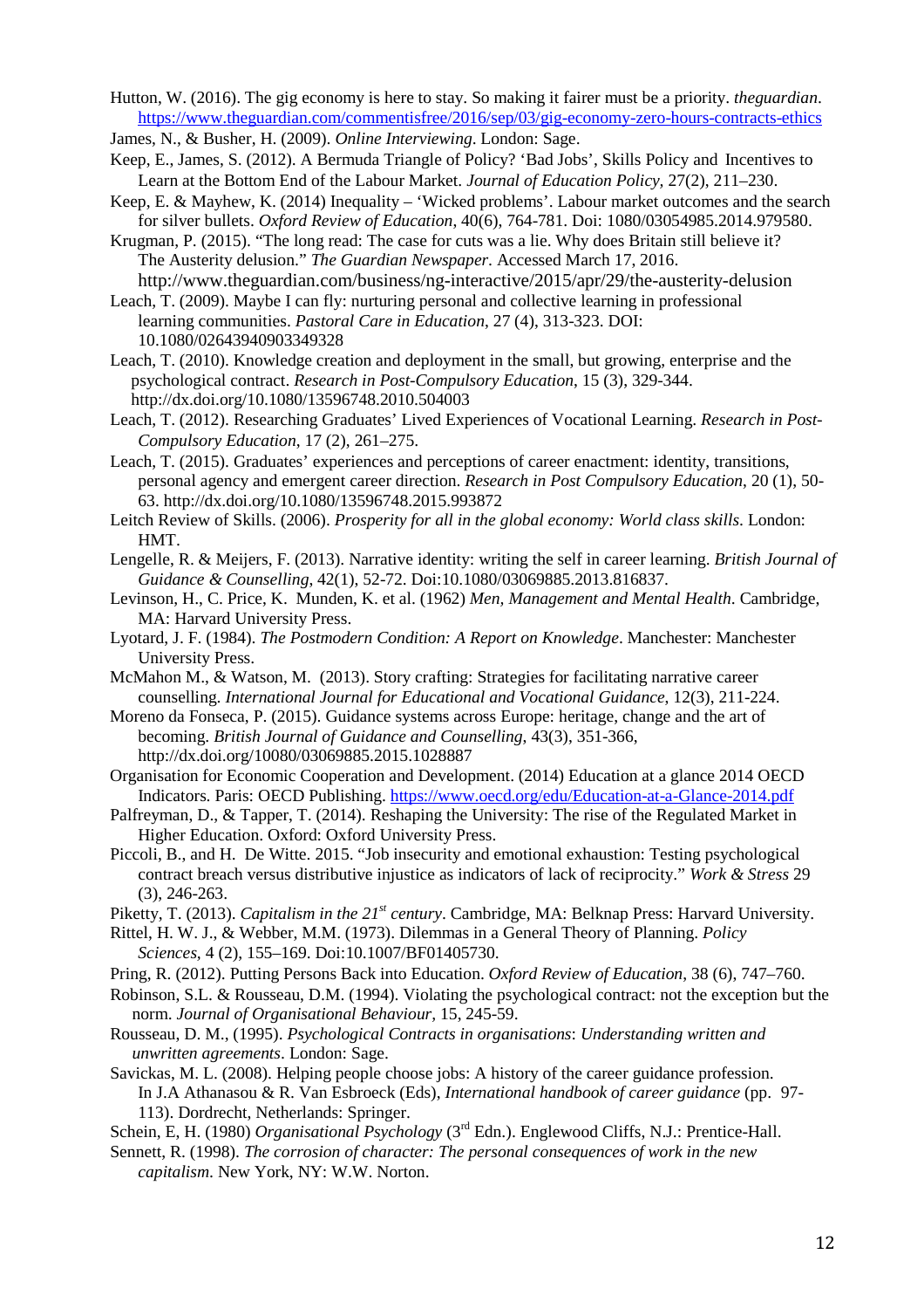Hutton, W. (2016). The gig economy is here to stay. So making it fairer must be a priority. *theguardian*. https://www.theguardian.com/commentisfree/2016/sep/03/gig-economy-zero-hours-contracts-ethics

James, N., & Busher, H. (2009). *Online Interviewing*. London: Sage.

Keep, E., James, S. (2012). A Bermuda Triangle of Policy? 'Bad Jobs', Skills Policy and Incentives to Learn at the Bottom End of the Labour Market. *Journal of Education Policy*, 27(2), 211–230.

Keep, E. & Mayhew, K. (2014) Inequality – 'Wicked problems'. Labour market outcomes and the search for silver bullets. *Oxford Review of Education*, 40(6), 764-781. Doi: 1080/03054985.2014.979580.

Krugman, P. (2015). "The long read: The case for cuts was a lie. Why does Britain still believe it? The Austerity delusion." *The Guardian Newspaper*. Accessed March 17, 2016. http://www.theguardian.com/business/ng-interactive/2015/apr/29/the-austerity-delusion

Leach, T. (2009). Maybe I can fly: nurturing personal and collective learning in professional learning communities. *Pastoral Care in Education*, 27 (4), 313-323. DOI: 10.1080/02643940903349328

Leach, T. (2010). Knowledge creation and deployment in the small, but growing, enterprise and the psychological contract. *Research in Post-Compulsory Education*, 15 (3), 329-344. http://dx.doi.org/10.1080/13596748.2010.504003

Leach, T. (2012). Researching Graduates' Lived Experiences of Vocational Learning. *Research in Post-Compulsory Education*, 17 (2), 261–275.

Leach, T. (2015). Graduates' experiences and perceptions of career enactment: identity, transitions, personal agency and emergent career direction. *Research in Post Compulsory Education*, 20 (1), 50-63. http://dx.doi.org/10.1080/13596748.2015.993872

Leitch Review of Skills. (2006). *Prosperity for all in the global economy: World class skills*. London: HMT.

Lengelle, R. & Meijers, F. (2013). Narrative identity: writing the self in career learning. *British Journal of Guidance & Counselling*, 42(1), 52-72. Doi:10.1080/03069885.2013.816837.

Levinson, H., C. Price, K. Munden, K. et al. (1962) *Men, Management and Mental Health*. Cambridge, MA: Harvard University Press.

Lyotard, J. F. (1984). *The Postmodern Condition: A Report on Knowledge*. Manchester: Manchester University Press.

McMahon M., & Watson, M. (2013). Story crafting: Strategies for facilitating narrative career counselling. *International Journal for Educational and Vocational Guidance*, 12(3), 211-224.

Moreno da Fonseca, P. (2015). Guidance systems across Europe: heritage, change and the art of becoming. *British Journal of Guidance and Counselling*, 43(3), 351-366, http://dx.doi.org/10080/03069885.2015.1028887

Organisation for Economic Cooperation and Development. (2014) Education at a glance 2014 OECD Indicators. Paris: OECD Publishing. https://www.oecd.org/edu/Education-at-a-Glance-2014.pdf

Palfreyman, D., & Tapper, T. (2014). Reshaping the University: The rise of the Regulated Market in Higher Education. Oxford: Oxford University Press.

Piccoli, B., and H. De Witte. 2015. "Job insecurity and emotional exhaustion: Testing psychological contract breach versus distributive injustice as indicators of lack of reciprocity." *Work & Stress* 29 (3), 246-263.

Piketty, T. (2013). *Capitalism in the 21st century*. Cambridge, MA: Belknap Press: Harvard University.

Rittel, H. W. J., & Webber, M.M. (1973). Dilemmas in a General Theory of Planning. *Policy Sciences*, 4 (2), 155–169. Doi:10.1007/BF01405730.

Pring, R. (2012). Putting Persons Back into Education. *Oxford Review of Education*, 38 (6), 747–760.

Robinson, S.L. & Rousseau, D.M. (1994). Violating the psychological contract: not the exception but the norm. *Journal of Organisational Behaviour*, 15, 245-59.

Rousseau, D. M., (1995). *Psychological Contracts in organisations*: *Understanding written and unwritten agreements*. London: Sage.

Savickas, M. L. (2008). Helping people choose jobs: A history of the career guidance profession. In J.A Athanasou & R. Van Esbroeck (Eds), *International handbook of career guidance* (pp. 97-113). Dordrecht, Netherlands: Springer.

Schein, E, H. (1980) *Organisational Psychology* (3rd Edn.). Englewood Cliffs, N.J.: Prentice-Hall.

Sennett, R. (1998). *The corrosion of character: The personal consequences of work in the new capitalism*. New York, NY: W.W. Norton.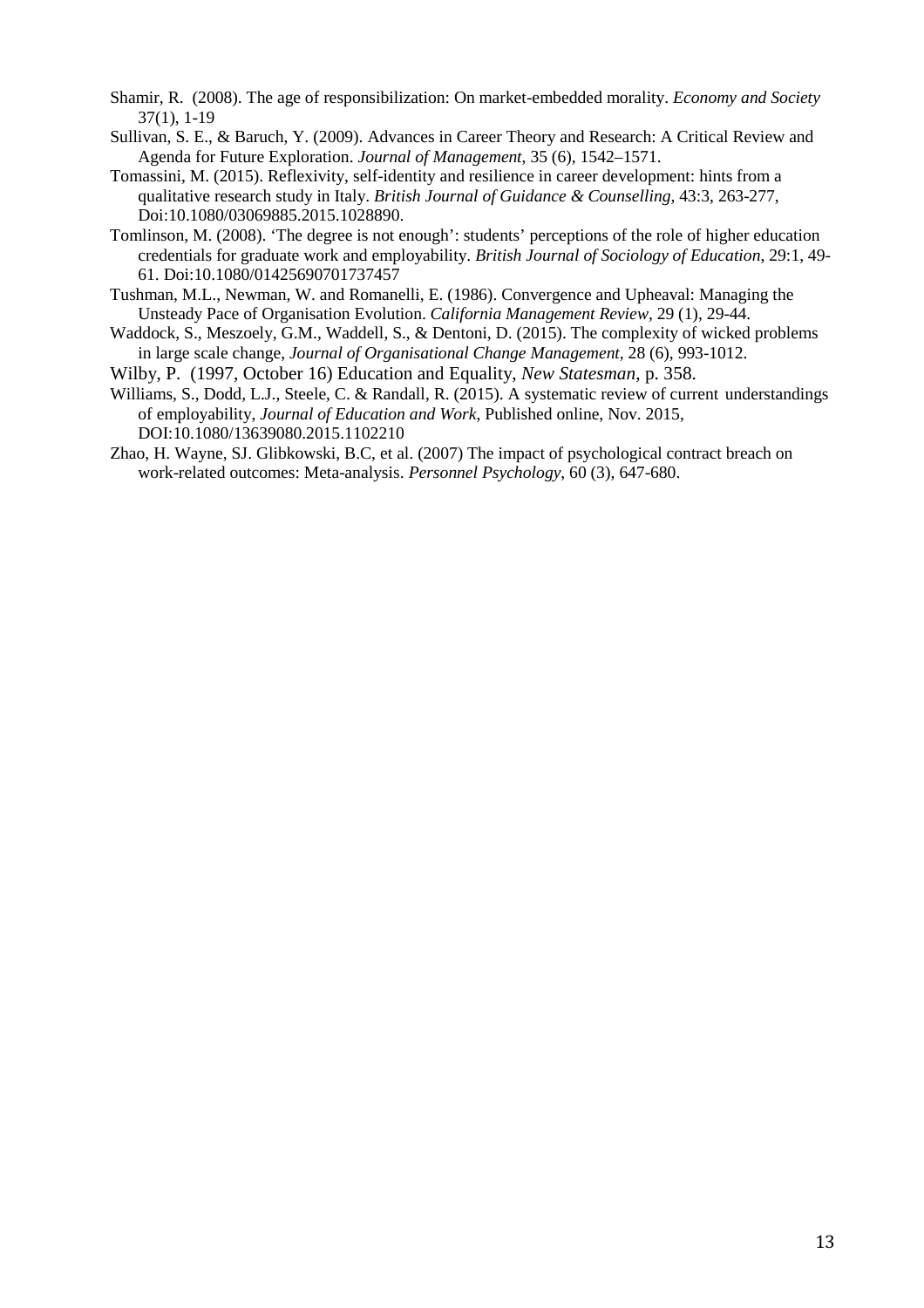Shamir, R. (2008). The age of responsibilization: On market-embedded morality. *Economy and Society* 37(1), 1-19

Sullivan, S. E., & Baruch, Y. (2009). Advances in Career Theory and Research: A Critical Review and Agenda for Future Exploration. *Journal of Management*, 35 (6), 1542–1571.

Tomassini, M. (2015). Reflexivity, self-identity and resilience in career development: hints from a qualitative research study in Italy. *British Journal of Guidance & Counselling*, 43:3, 263-277, Doi:10.1080/03069885.2015.1028890.

Tomlinson, M. (2008). 'The degree is not enough': students' perceptions of the role of higher education credentials for graduate work and employability. *British Journal of Sociology of Education*, 29:1, 49-61. Doi:10.1080/01425690701737457

Tushman, M.L., Newman, W. and Romanelli, E. (1986). Convergence and Upheaval: Managing the Unsteady Pace of Organisation Evolution. *California Management Review*, 29 (1), 29-44.

Waddock, S., Meszoely, G.M., Waddell, S., & Dentoni, D. (2015). The complexity of wicked problems in large scale change, *Journal of Organisational Change Management*, 28 (6), 993-1012.

Wilby, P. (1997, October 16) Education and Equality, *New Statesman*, p. 358.

Williams, S., Dodd, L.J., Steele, C. & Randall, R. (2015). A systematic review of current understandings of employability, *Journal of Education and Work*, Published online, Nov. 2015, DOI:10.1080/13639080.2015.1102210

Zhao, H. Wayne, SJ. Glibkowski, B.C, et al. (2007) The impact of psychological contract breach on work-related outcomes: Meta-analysis. *Personnel Psychology*, 60 (3), 647-680.